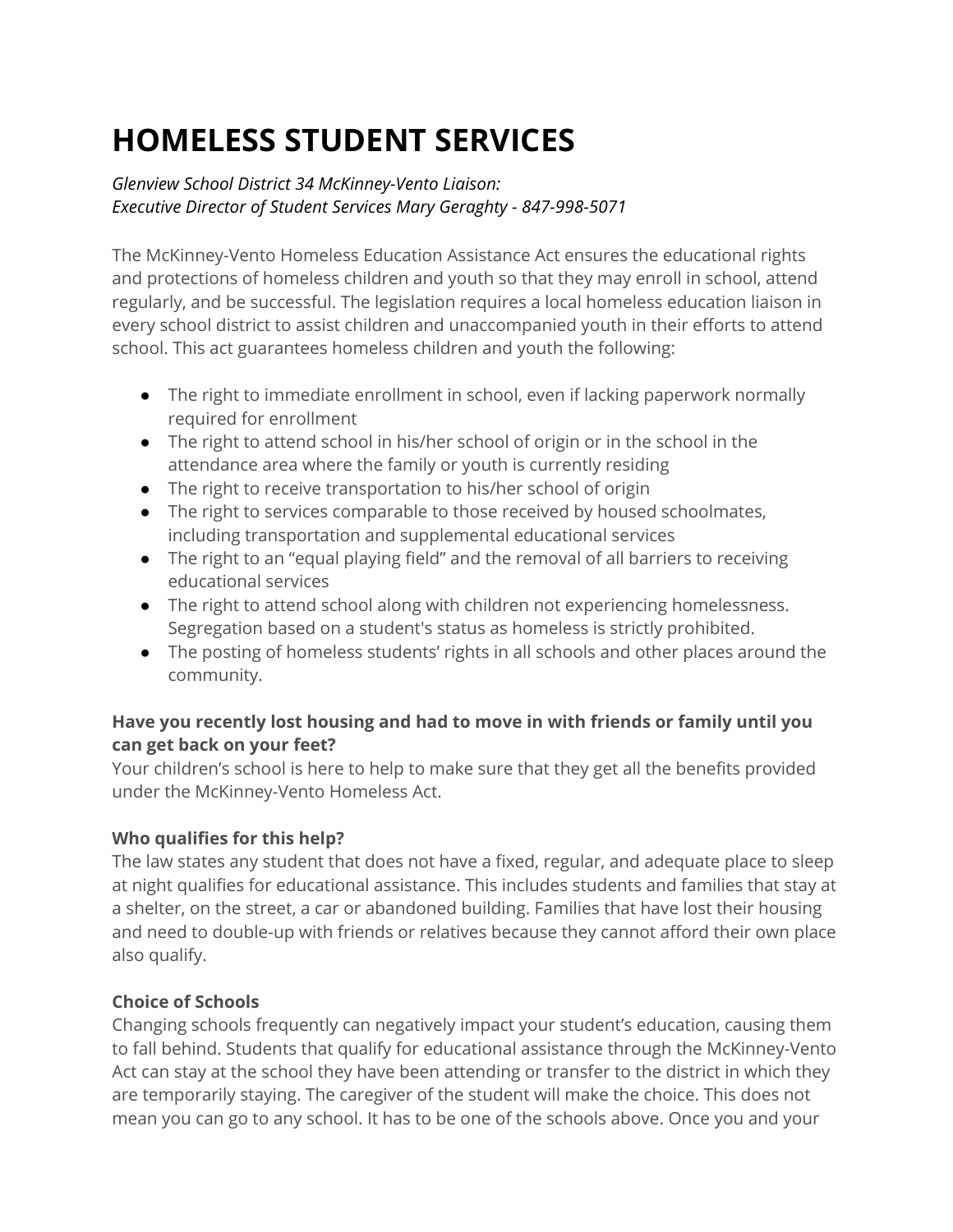# HOMELESS STUDENT SERVICES

*Glenview School District 34 McKinney-Vento Liaison:*
*Executive Director of Student Services Mary Geraghty - 847-998-5071*

The McKinney-Vento Homeless Education Assistance Act ensures the educational rights and protections of homeless children and youth so that they may enroll in school, attend regularly, and be successful. The legislation requires a local homeless education liaison in every school district to assist children and unaccompanied youth in their efforts to attend school. This act guarantees homeless children and youth the following:

- The right to immediate enrollment in school, even if lacking paperwork normally required for enrollment
- The right to attend school in his/her school of origin or in the school in the attendance area where the family or youth is currently residing
- The right to receive transportation to his/her school of origin
- The right to services comparable to those received by housed schoolmates, including transportation and supplemental educational services
- The right to an "equal playing field" and the removal of all barriers to receiving educational services
- The right to attend school along with children not experiencing homelessness. Segregation based on a student's status as homeless is strictly prohibited.
- The posting of homeless students' rights in all schools and other places around the community.

**Have you recently lost housing and had to move in with friends or family until you can get back on your feet?**
Your children's school is here to help to make sure that they get all the benefits provided under the McKinney-Vento Homeless Act.

**Who qualifies for this help?**
The law states any student that does not have a fixed, regular, and adequate place to sleep at night qualifies for educational assistance. This includes students and families that stay at a shelter, on the street, a car or abandoned building. Families that have lost their housing and need to double-up with friends or relatives because they cannot afford their own place also qualify.

**Choice of Schools**
Changing schools frequently can negatively impact your student's education, causing them to fall behind. Students that qualify for educational assistance through the McKinney-Vento Act can stay at the school they have been attending or transfer to the district in which they are temporarily staying. The caregiver of the student will make the choice. This does not mean you can go to any school. It has to be one of the schools above. Once you and your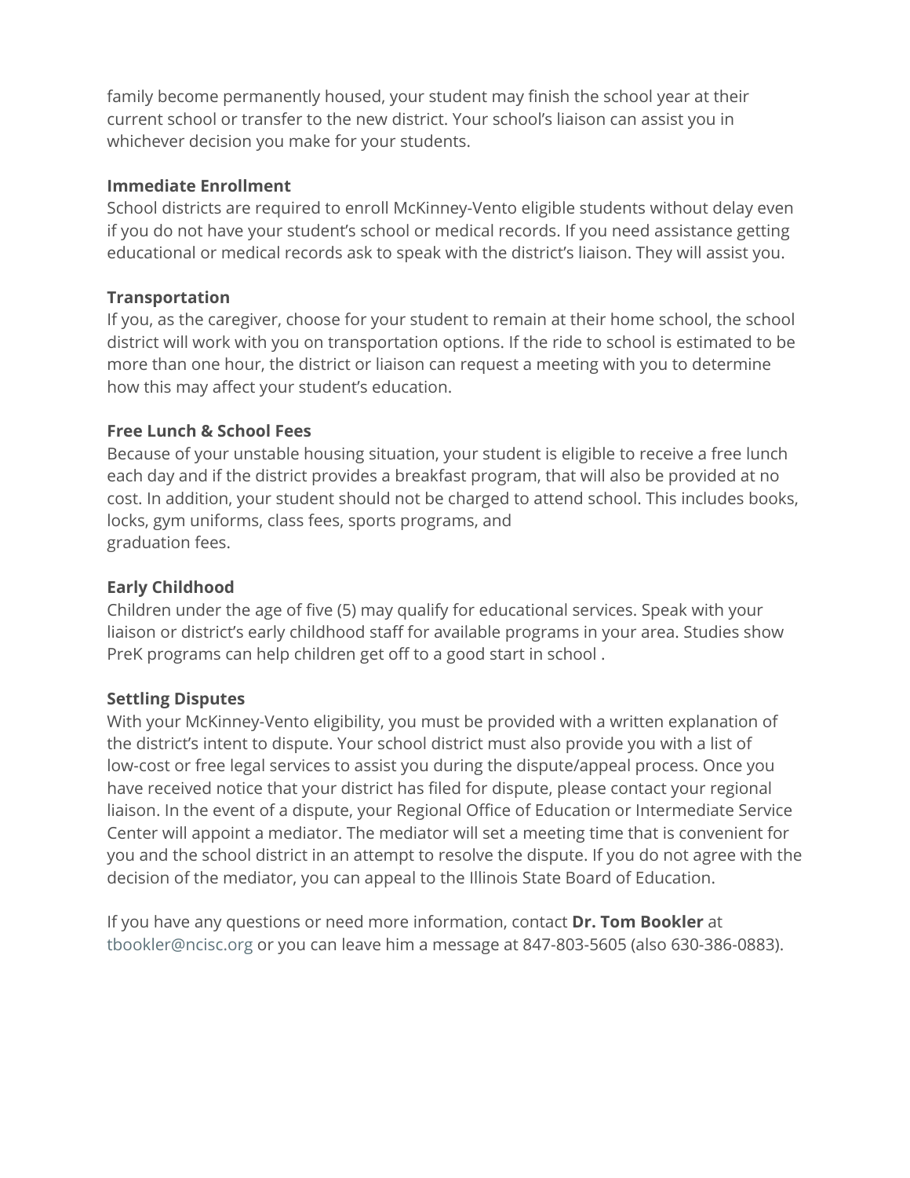family become permanently housed, your student may finish the school year at their current school or transfer to the new district. Your school's liaison can assist you in whichever decision you make for your students.

**Immediate Enrollment**

School districts are required to enroll McKinney-Vento eligible students without delay even if you do not have your student's school or medical records. If you need assistance getting educational or medical records ask to speak with the district's liaison. They will assist you.

**Transportation**

If you, as the caregiver, choose for your student to remain at their home school, the school district will work with you on transportation options. If the ride to school is estimated to be more than one hour, the district or liaison can request a meeting with you to determine how this may affect your student's education.

**Free Lunch & School Fees**

Because of your unstable housing situation, your student is eligible to receive a free lunch each day and if the district provides a breakfast program, that will also be provided at no cost. In addition, your student should not be charged to attend school. This includes books, locks, gym uniforms, class fees, sports programs, and graduation fees.

**Early Childhood**

Children under the age of five (5) may qualify for educational services. Speak with your liaison or district's early childhood staff for available programs in your area. Studies show PreK programs can help children get off to a good start in school .

**Settling Disputes**

With your McKinney-Vento eligibility, you must be provided with a written explanation of the district's intent to dispute. Your school district must also provide you with a list of low-cost or free legal services to assist you during the dispute/appeal process. Once you have received notice that your district has filed for dispute, please contact your regional liaison. In the event of a dispute, your Regional Office of Education or Intermediate Service Center will appoint a mediator. The mediator will set a meeting time that is convenient for you and the school district in an attempt to resolve the dispute. If you do not agree with the decision of the mediator, you can appeal to the Illinois State Board of Education.

If you have any questions or need more information, contact **Dr. Tom Bookler** at tbookler@ncisc.org or you can leave him a message at 847-803-5605 (also 630-386-0883).